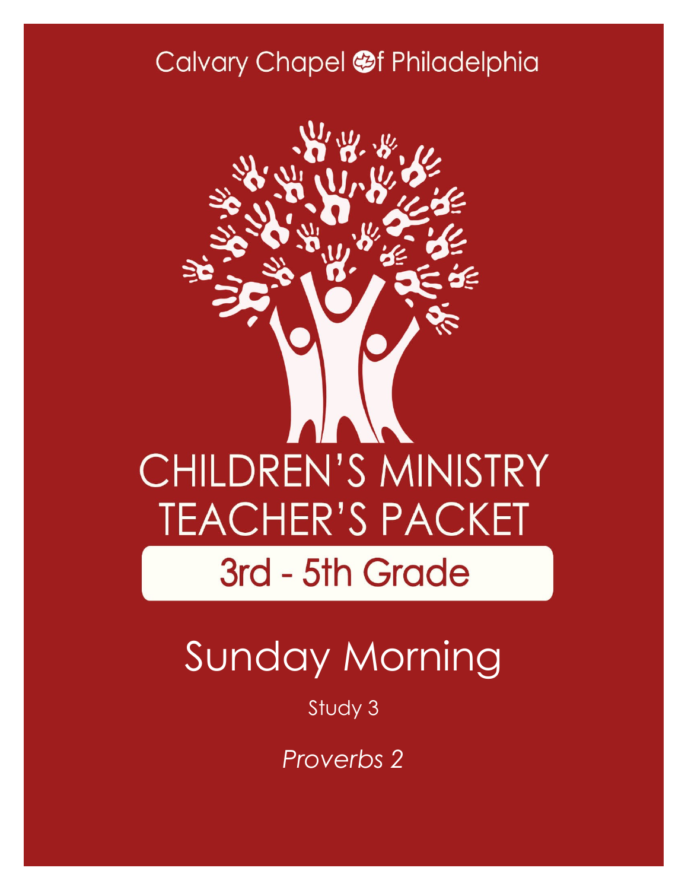Calvary Chapel of Philadelphia

# CHILDREN'S MINISTRY TEACHER'S PACKET

## 3rd - 5th Grade

# Sunday Morning

Study 3

*Proverbs 2*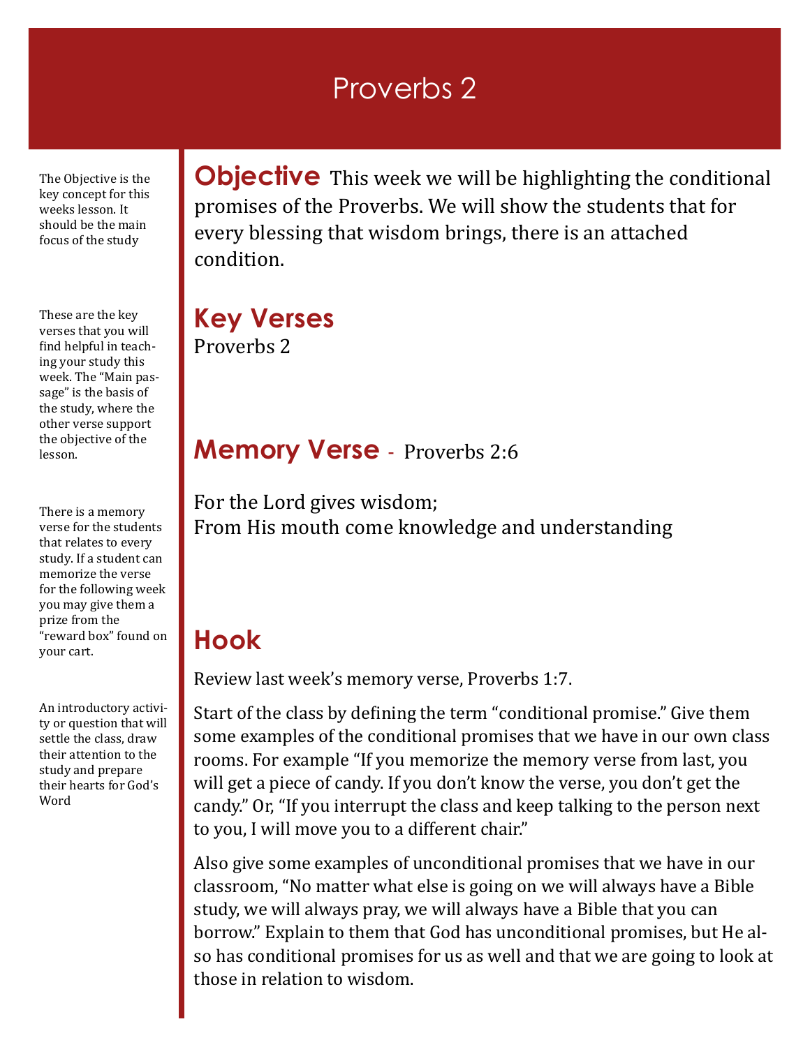# Proverbs 2

The Objective is the key concept for this weeks lesson. It should be the main focus of the study

## Objective

This week we will be highlighting the conditional promises of the Proverbs. We will show the students that for every blessing that wisdom brings, there is an attached condition.

These are the key verses that you will find helpful in teaching your study this week. The "Main passage" is the basis of the study, where the other verse support the objective of the lesson.

## Key Verses

Proverbs 2

There is a memory verse for the students that relates to every study. If a student can memorize the verse for the following week you may give them a prize from the "reward box" found on your cart.

## Memory Verse - Proverbs 2:6

For the Lord gives wisdom;
From His mouth come knowledge and understanding

An introductory activity or question that will settle the class, draw their attention to the study and prepare their hearts for God's Word

## Hook

Review last week's memory verse, Proverbs 1:7.

Start of the class by defining the term "conditional promise." Give them some examples of the conditional promises that we have in our own class rooms. For example "If you memorize the memory verse from last, you will get a piece of candy. If you don't know the verse, you don't get the candy." Or, "If you interrupt the class and keep talking to the person next to you, I will move you to a different chair."

Also give some examples of unconditional promises that we have in our classroom, "No matter what else is going on we will always have a Bible study, we will always pray, we will always have a Bible that you can borrow." Explain to them that God has unconditional promises, but He also has conditional promises for us as well and that we are going to look at those in relation to wisdom.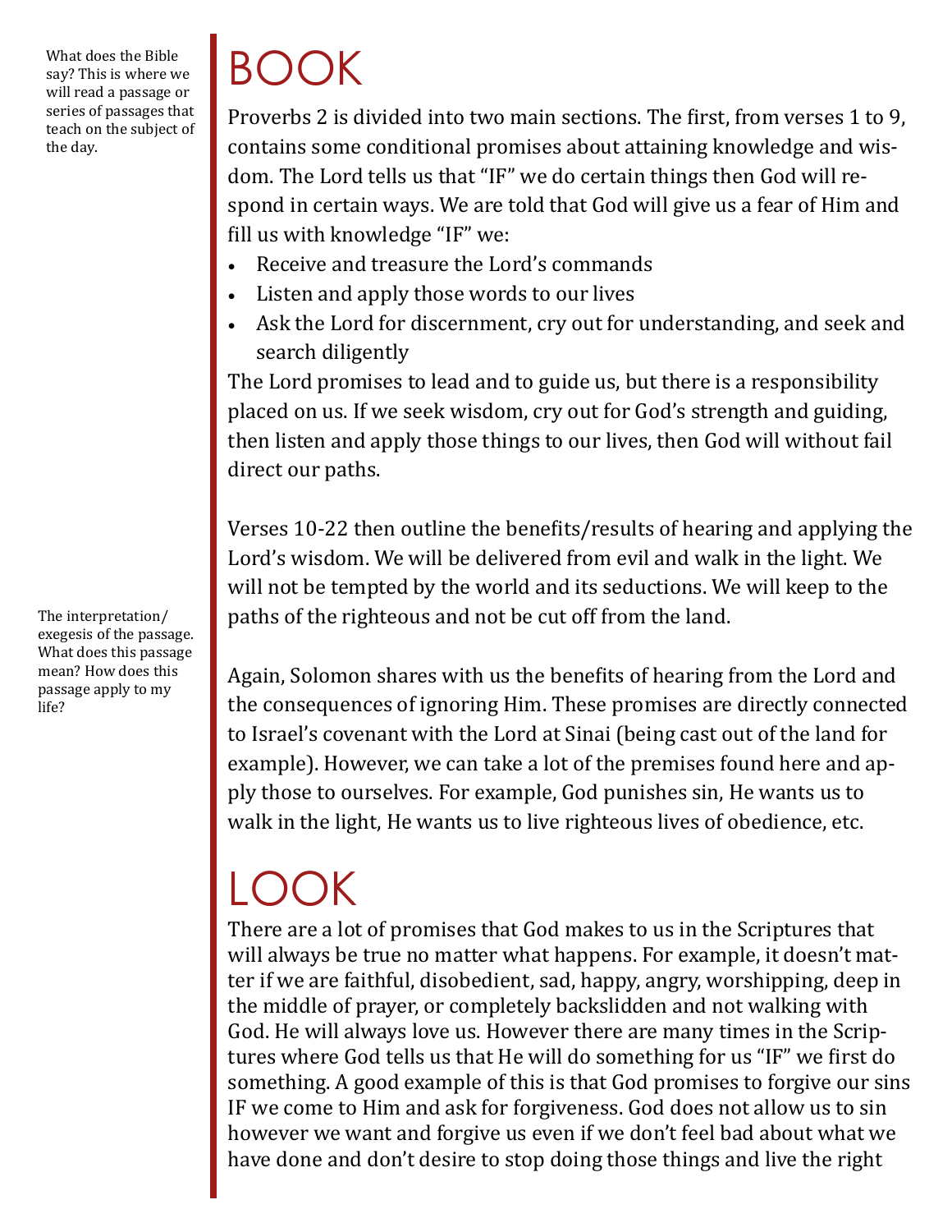What does the Bible say? This is where we will read a passage or series of passages that teach on the subject of the day.

# BOOK

Proverbs 2 is divided into two main sections. The first, from verses 1 to 9, contains some conditional promises about attaining knowledge and wisdom. The Lord tells us that "IF" we do certain things then God will respond in certain ways. We are told that God will give us a fear of Him and fill us with knowledge "IF" we:

- Receive and treasure the Lord's commands
- Listen and apply those words to our lives
- Ask the Lord for discernment, cry out for understanding, and seek and search diligently

The Lord promises to lead and to guide us, but there is a responsibility placed on us. If we seek wisdom, cry out for God's strength and guiding, then listen and apply those things to our lives, then God will without fail direct our paths.

The interpretation/exegesis of the passage. What does this passage mean? How does this passage apply to my life?

Verses 10-22 then outline the benefits/results of hearing and applying the Lord's wisdom. We will be delivered from evil and walk in the light. We will not be tempted by the world and its seductions. We will keep to the paths of the righteous and not be cut off from the land.

Again, Solomon shares with us the benefits of hearing from the Lord and the consequences of ignoring Him. These promises are directly connected to Israel's covenant with the Lord at Sinai (being cast out of the land for example). However, we can take a lot of the premises found here and apply those to ourselves. For example, God punishes sin, He wants us to walk in the light, He wants us to live righteous lives of obedience, etc.

# LOOK

There are a lot of promises that God makes to us in the Scriptures that will always be true no matter what happens. For example, it doesn't matter if we are faithful, disobedient, sad, happy, angry, worshipping, deep in the middle of prayer, or completely backslidden and not walking with God. He will always love us. However there are many times in the Scriptures where God tells us that He will do something for us "IF" we first do something. A good example of this is that God promises to forgive our sins IF we come to Him and ask for forgiveness. God does not allow us to sin however we want and forgive us even if we don't feel bad about what we have done and don't desire to stop doing those things and live the right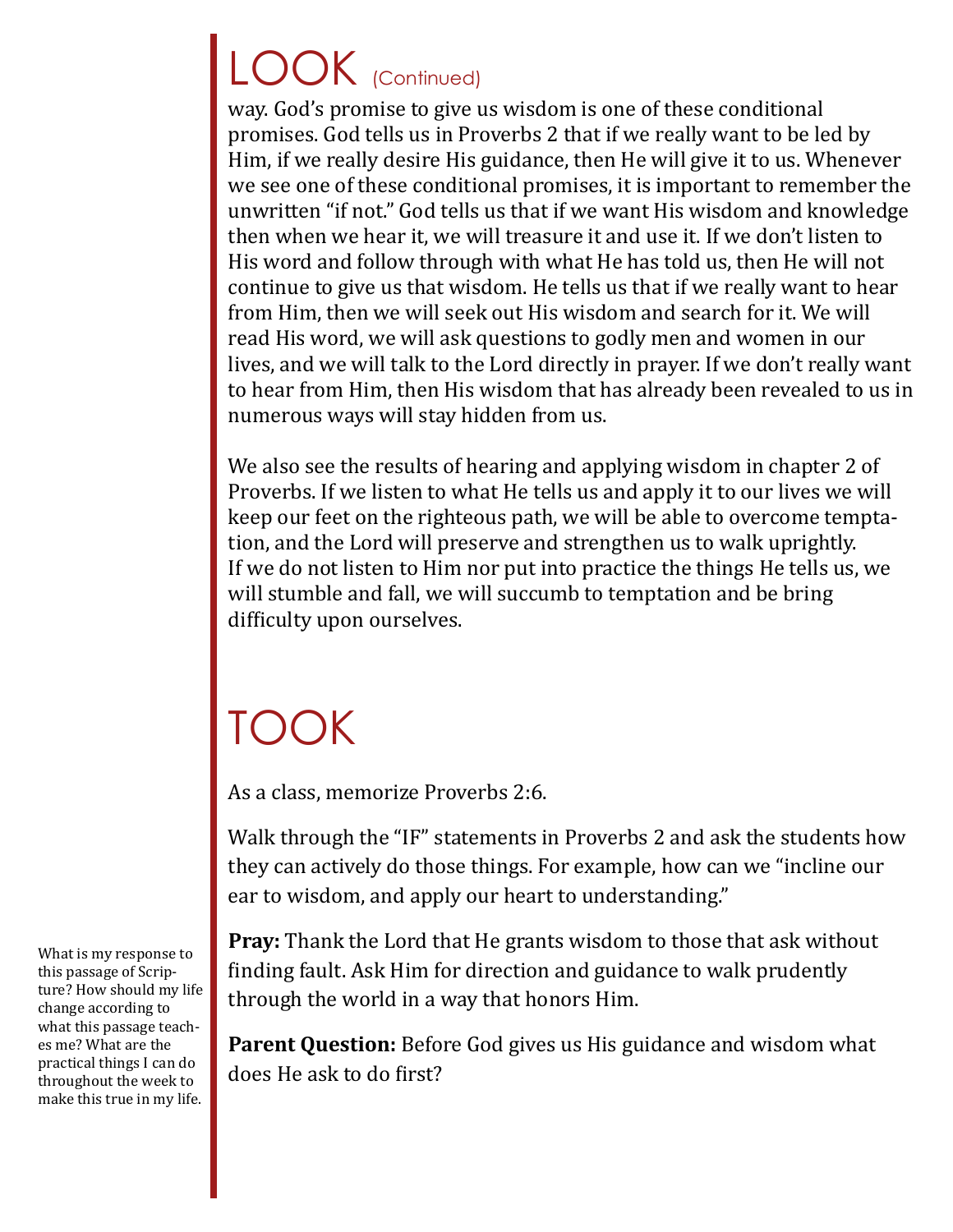# LOOK (Continued)

way. God's promise to give us wisdom is one of these conditional promises. God tells us in Proverbs 2 that if we really want to be led by Him, if we really desire His guidance, then He will give it to us. Whenever we see one of these conditional promises, it is important to remember the unwritten "if not." God tells us that if we want His wisdom and knowledge then when we hear it, we will treasure it and use it. If we don't listen to His word and follow through with what He has told us, then He will not continue to give us that wisdom. He tells us that if we really want to hear from Him, then we will seek out His wisdom and search for it. We will read His word, we will ask questions to godly men and women in our lives, and we will talk to the Lord directly in prayer. If we don't really want to hear from Him, then His wisdom that has already been revealed to us in numerous ways will stay hidden from us.

We also see the results of hearing and applying wisdom in chapter 2 of Proverbs. If we listen to what He tells us and apply it to our lives we will keep our feet on the righteous path, we will be able to overcome temptation, and the Lord will preserve and strengthen us to walk uprightly. If we do not listen to Him nor put into practice the things He tells us, we will stumble and fall, we will succumb to temptation and be bring difficulty upon ourselves.

# TOOK

As a class, memorize Proverbs 2:6.

Walk through the "IF" statements in Proverbs 2 and ask the students how they can actively do those things. For example, how can we "incline our ear to wisdom, and apply our heart to understanding."

**Pray:** Thank the Lord that He grants wisdom to those that ask without finding fault. Ask Him for direction and guidance to walk prudently through the world in a way that honors Him.

**Parent Question:** Before God gives us His guidance and wisdom what does He ask to do first?

What is my response to this passage of Scripture? How should my life change according to what this passage teaches me? What are the practical things I can do throughout the week to make this true in my life.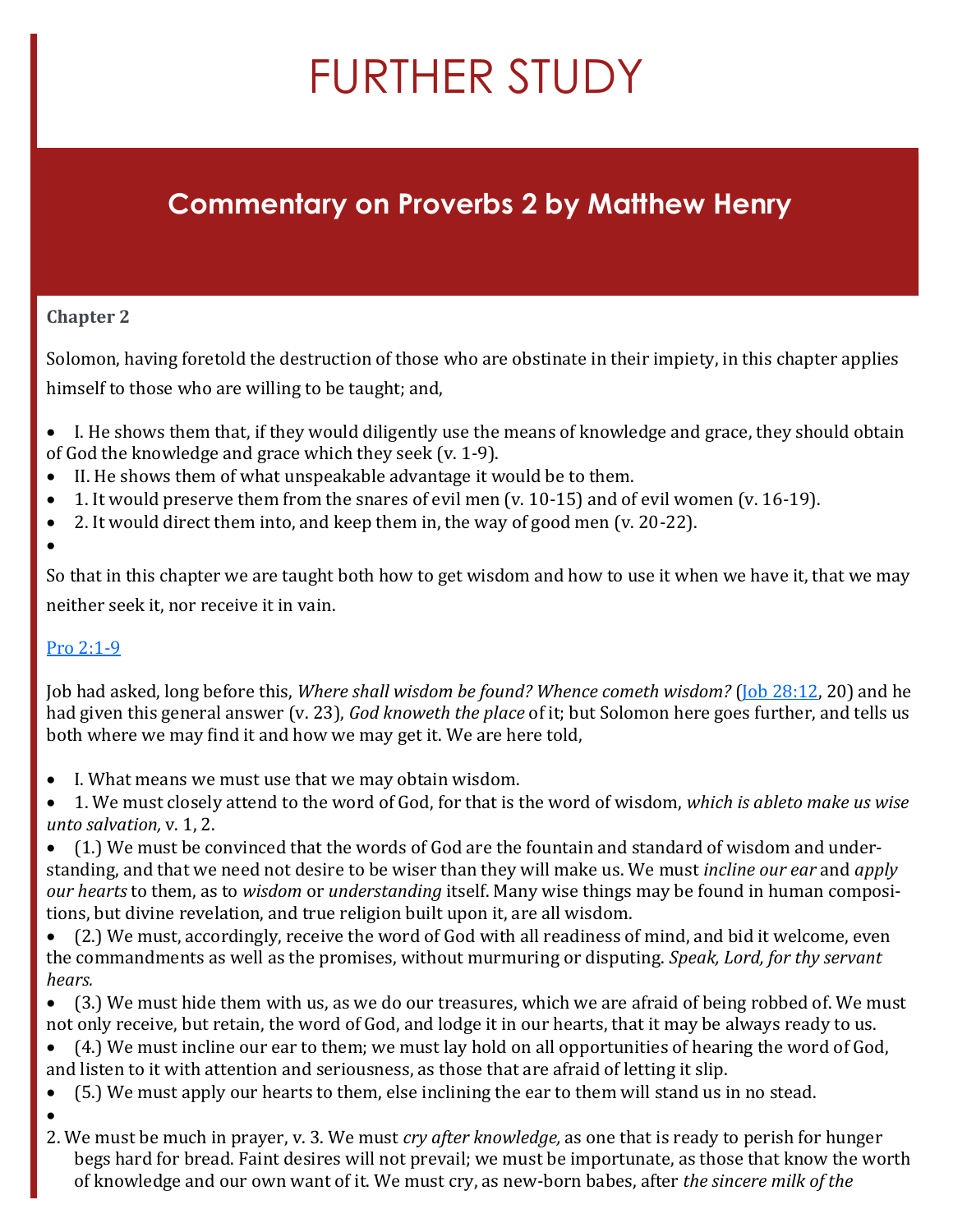# FURTHER STUDY

## Commentary on Proverbs 2 by Matthew Henry

**Chapter 2**

Solomon, having foretold the destruction of those who are obstinate in their impiety, in this chapter applies himself to those who are willing to be taught; and,

- I. He shows them that, if they would diligently use the means of knowledge and grace, they should obtain of God the knowledge and grace which they seek (v. 1-9).
- II. He shows them of what unspeakable advantage it would be to them.
- 1. It would preserve them from the snares of evil men (v. 10-15) and of evil women (v. 16-19).
- 2. It would direct them into, and keep them in, the way of good men (v. 20-22).

So that in this chapter we are taught both how to get wisdom and how to use it when we have it, that we may neither seek it, nor receive it in vain.

[Pro 2:1-9]

Job had asked, long before this, *Where shall wisdom be found? Whence cometh wisdom?* ([Job 28:12], 20) and he had given this general answer (v. 23), *God knoweth the place* of it; but Solomon here goes further, and tells us both where we may find it and how we may get it. We are here told,

- I. What means we must use that we may obtain wisdom.
- 1. We must closely attend to the word of God, for that is the word of wisdom, *which is ableto make us wise unto salvation,* v. 1, 2.
- (1.) We must be convinced that the words of God are the fountain and standard of wisdom and understanding, and that we need not desire to be wiser than they will make us. We must *incline our ear* and *apply our hearts* to them, as to *wisdom* or *understanding* itself. Many wise things may be found in human compositions, but divine revelation, and true religion built upon it, are all wisdom.
- (2.) We must, accordingly, receive the word of God with all readiness of mind, and bid it welcome, even the commandments as well as the promises, without murmuring or disputing. *Speak, Lord, for thy servant hears.*
- (3.) We must hide them with us, as we do our treasures, which we are afraid of being robbed of. We must not only receive, but retain, the word of God, and lodge it in our hearts, that it may be always ready to us.
- (4.) We must incline our ear to them; we must lay hold on all opportunities of hearing the word of God, and listen to it with attention and seriousness, as those that are afraid of letting it slip.
- (5.) We must apply our hearts to them, else inclining the ear to them will stand us in no stead.

2. We must be much in prayer, v. 3. We must *cry after knowledge,* as one that is ready to perish for hunger begs hard for bread. Faint desires will not prevail; we must be importunate, as those that know the worth of knowledge and our own want of it. We must cry, as new-born babes, after *the sincere milk of the*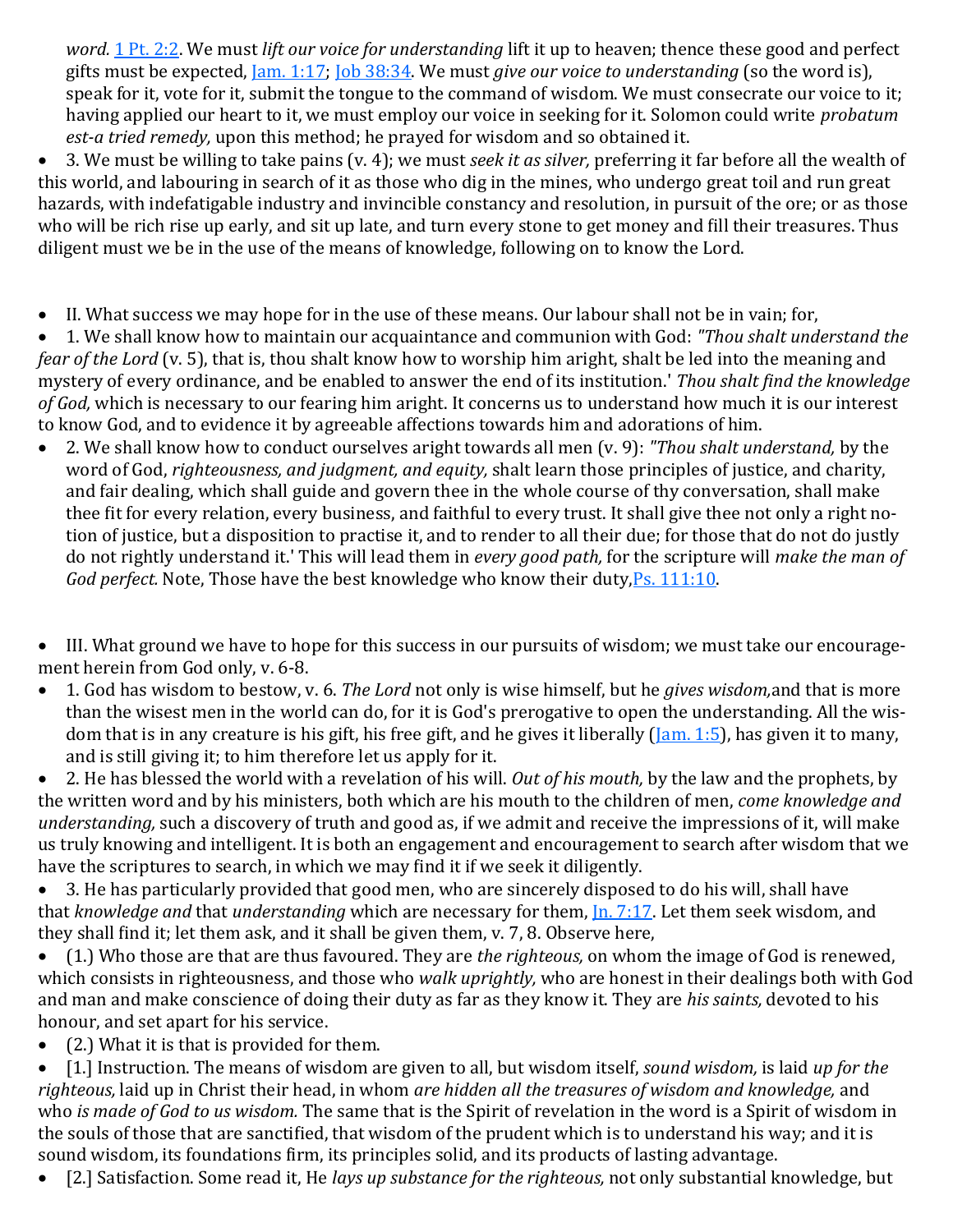*word.* 1 Pt. 2:2. We must *lift our voice for understanding* lift it up to heaven; thence these good and perfect gifts must be expected, Jam. 1:17; Job 38:34. We must *give our voice to understanding* (so the word is), speak for it, vote for it, submit the tongue to the command of wisdom. We must consecrate our voice to it; having applied our heart to it, we must employ our voice in seeking for it. Solomon could write *probatum est-a tried remedy,* upon this method; he prayed for wisdom and so obtained it.

- 3. We must be willing to take pains (v. 4); we must *seek it as silver,* preferring it far before all the wealth of this world, and labouring in search of it as those who dig in the mines, who undergo great toil and run great hazards, with indefatigable industry and invincible constancy and resolution, in pursuit of the ore; or as those who will be rich rise up early, and sit up late, and turn every stone to get money and fill their treasures. Thus diligent must we be in the use of the means of knowledge, following on to know the Lord.

- II. What success we may hope for in the use of these means. Our labour shall not be in vain; for,
- 1. We shall know how to maintain our acquaintance and communion with God: *"Thou shalt understand the fear of the Lord* (v. 5), that is, thou shalt know how to worship him aright, shalt be led into the meaning and mystery of every ordinance, and be enabled to answer the end of its institution.' *Thou shalt find the knowledge of God,* which is necessary to our fearing him aright. It concerns us to understand how much it is our interest to know God, and to evidence it by agreeable affections towards him and adorations of him.
- 2. We shall know how to conduct ourselves aright towards all men (v. 9): *"Thou shalt understand,* by the word of God, *righteousness, and judgment, and equity,* shalt learn those principles of justice, and charity, and fair dealing, which shall guide and govern thee in the whole course of thy conversation, shall make thee fit for every relation, every business, and faithful to every trust. It shall give thee not only a right notion of justice, but a disposition to practise it, and to render to all their due; for those that do not do justly do not rightly understand it.' This will lead them in *every good path,* for the scripture will *make the man of God perfect.* Note, Those have the best knowledge who know their duty,Ps. 111:10.

- III. What ground we have to hope for this success in our pursuits of wisdom; we must take our encouragement herein from God only, v. 6-8.
- 1. God has wisdom to bestow, v. 6. *The Lord* not only is wise himself, but he *gives wisdom,*and that is more than the wisest men in the world can do, for it is God's prerogative to open the understanding. All the wisdom that is in any creature is his gift, his free gift, and he gives it liberally (Jam. 1:5), has given it to many, and is still giving it; to him therefore let us apply for it.
- 2. He has blessed the world with a revelation of his will. *Out of his mouth,* by the law and the prophets, by the written word and by his ministers, both which are his mouth to the children of men, *come knowledge and understanding,* such a discovery of truth and good as, if we admit and receive the impressions of it, will make us truly knowing and intelligent. It is both an engagement and encouragement to search after wisdom that we have the scriptures to search, in which we may find it if we seek it diligently.
- 3. He has particularly provided that good men, who are sincerely disposed to do his will, shall have that *knowledge and* that *understanding* which are necessary for them, Jn. 7:17. Let them seek wisdom, and they shall find it; let them ask, and it shall be given them, v. 7, 8. Observe here,
- (1.) Who those are that are thus favoured. They are *the righteous,* on whom the image of God is renewed, which consists in righteousness, and those who *walk uprightly,* who are honest in their dealings both with God and man and make conscience of doing their duty as far as they know it. They are *his saints,* devoted to his honour, and set apart for his service.
- (2.) What it is that is provided for them.
- [1.] Instruction. The means of wisdom are given to all, but wisdom itself, *sound wisdom,* is laid *up for the righteous,* laid up in Christ their head, in whom *are hidden all the treasures of wisdom and knowledge,* and who *is made of God to us wisdom.* The same that is the Spirit of revelation in the word is a Spirit of wisdom in the souls of those that are sanctified, that wisdom of the prudent which is to understand his way; and it is sound wisdom, its foundations firm, its principles solid, and its products of lasting advantage.
- [2.] Satisfaction. Some read it, He *lays up substance for the righteous,* not only substantial knowledge, but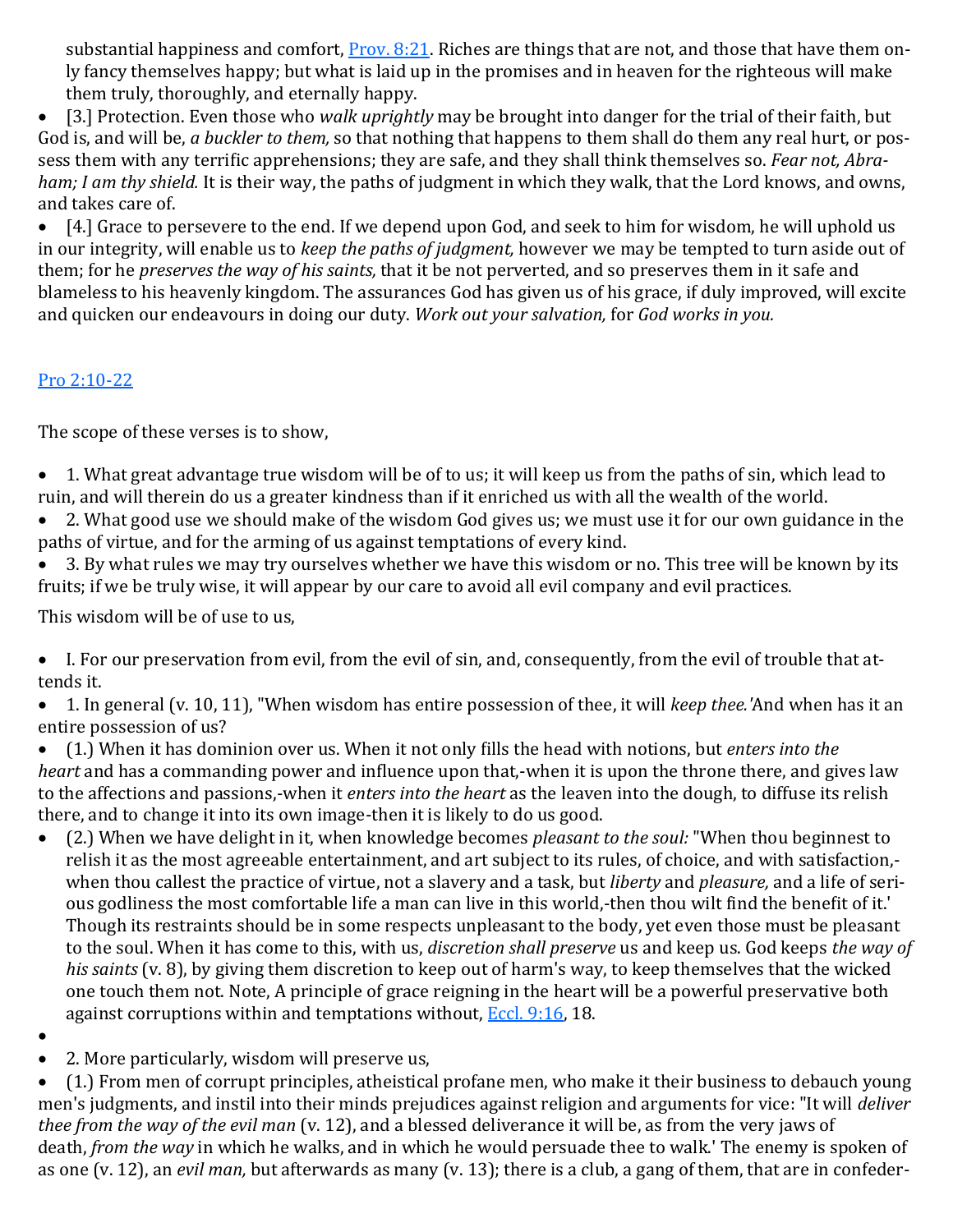substantial happiness and comfort, [Prov. 8:21](). Riches are things that are not, and those that have them only fancy themselves happy; but what is laid up in the promises and in heaven for the righteous will make them truly, thoroughly, and eternally happy.

- [3.] Protection. Even those who *walk uprightly* may be brought into danger for the trial of their faith, but God is, and will be, *a buckler to them,* so that nothing that happens to them shall do them any real hurt, or possess them with any terrific apprehensions; they are safe, and they shall think themselves so. *Fear not, Abraham; I am thy shield.* It is their way, the paths of judgment in which they walk, that the Lord knows, and owns, and takes care of.
- [4.] Grace to persevere to the end. If we depend upon God, and seek to him for wisdom, he will uphold us in our integrity, will enable us to *keep the paths of judgment,* however we may be tempted to turn aside out of them; for he *preserves the way of his saints,* that it be not perverted, and so preserves them in it safe and blameless to his heavenly kingdom. The assurances God has given us of his grace, if duly improved, will excite and quicken our endeavours in doing our duty. *Work out your salvation,* for *God works in you.*

[Pro 2:10-22]()

The scope of these verses is to show,

- 1. What great advantage true wisdom will be of to us; it will keep us from the paths of sin, which lead to ruin, and will therein do us a greater kindness than if it enriched us with all the wealth of the world.
- 2. What good use we should make of the wisdom God gives us; we must use it for our own guidance in the paths of virtue, and for the arming of us against temptations of every kind.
- 3. By what rules we may try ourselves whether we have this wisdom or no. This tree will be known by its fruits; if we be truly wise, it will appear by our care to avoid all evil company and evil practices.

This wisdom will be of use to us,

- I. For our preservation from evil, from the evil of sin, and, consequently, from the evil of trouble that attends it.
- 1. In general (v. 10, 11), "When wisdom has entire possession of thee, it will *keep thee.*'And when has it an entire possession of us?
- (1.) When it has dominion over us. When it not only fills the head with notions, but *enters into the heart* and has a commanding power and influence upon that,-when it is upon the throne there, and gives law to the affections and passions,-when it *enters into the heart* as the leaven into the dough, to diffuse its relish there, and to change it into its own image-then it is likely to do us good.
- (2.) When we have delight in it, when knowledge becomes *pleasant to the soul:* "When thou beginnest to relish it as the most agreeable entertainment, and art subject to its rules, of choice, and with satisfaction,-when thou callest the practice of virtue, not a slavery and a task, but *liberty* and *pleasure,* and a life of serious godliness the most comfortable life a man can live in this world,-then thou wilt find the benefit of it.' Though its restraints should be in some respects unpleasant to the body, yet even those must be pleasant to the soul. When it has come to this, with us, *discretion shall preserve* us and keep us. God keeps *the way of his saints* (v. 8), by giving them discretion to keep out of harm's way, to keep themselves that the wicked one touch them not. Note, A principle of grace reigning in the heart will be a powerful preservative both against corruptions within and temptations without, [Eccl. 9:16](), 18.
- 2. More particularly, wisdom will preserve us,
- (1.) From men of corrupt principles, atheistical profane men, who make it their business to debauch young men's judgments, and instil into their minds prejudices against religion and arguments for vice: "It will *deliver thee from the way of the evil man* (v. 12), and a blessed deliverance it will be, as from the very jaws of death, *from the way* in which he walks, and in which he would persuade thee to walk.' The enemy is spoken of as one (v. 12), an *evil man,* but afterwards as many (v. 13); there is a club, a gang of them, that are in confeder-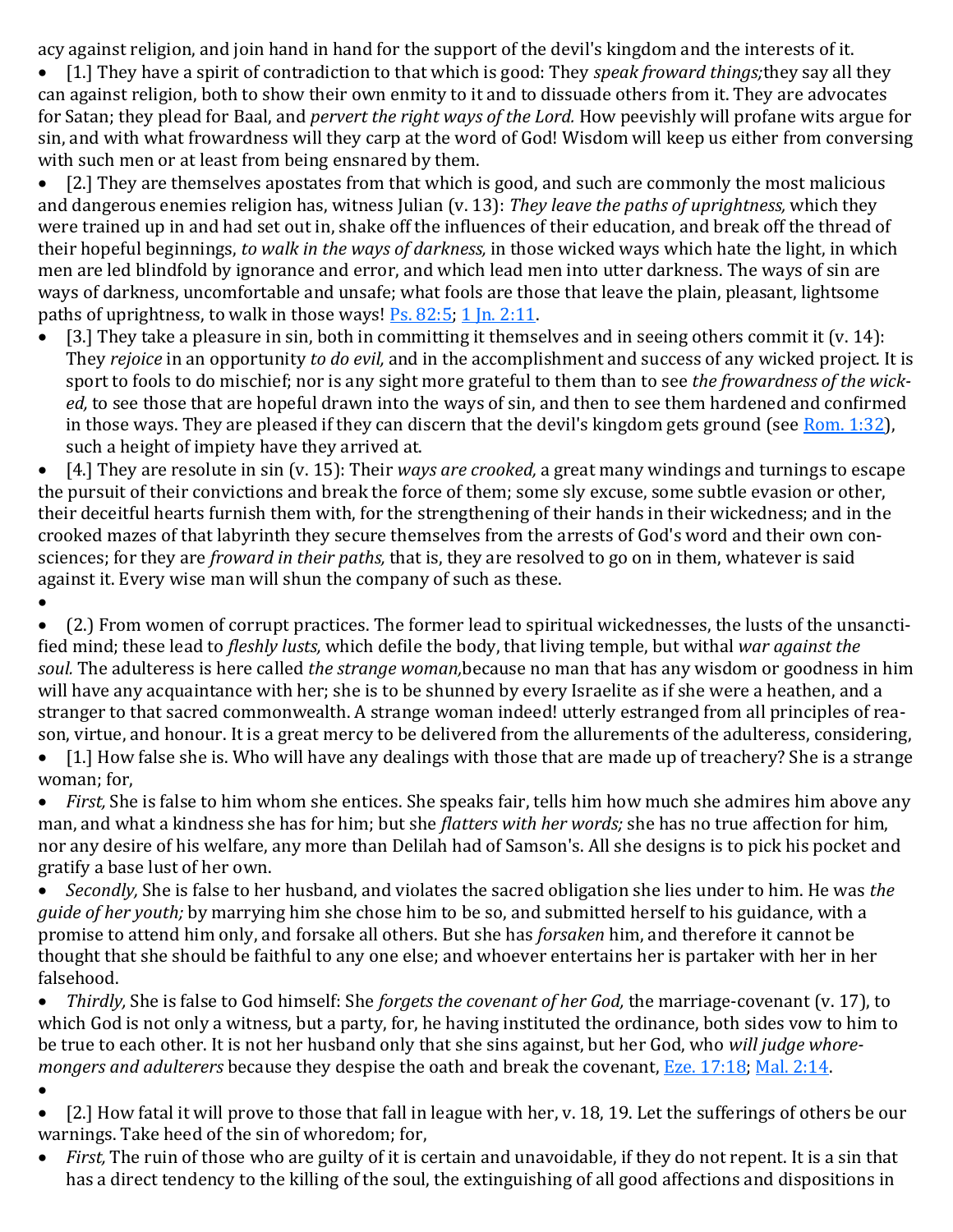acy against religion, and join hand in hand for the support of the devil's kingdom and the interests of it.

- [1.] They have a spirit of contradiction to that which is good: They *speak froward things;* they say all they can against religion, both to show their own enmity to it and to dissuade others from it. They are advocates for Satan; they plead for Baal, and *pervert the right ways of the Lord.* How peevishly will profane wits argue for sin, and with what frowardness will they carp at the word of God! Wisdom will keep us either from conversing with such men or at least from being ensnared by them.
- [2.] They are themselves apostates from that which is good, and such are commonly the most malicious and dangerous enemies religion has, witness Julian (v. 13): *They leave the paths of uprightness,* which they were trained up in and had set out in, shake off the influences of their education, and break off the thread of their hopeful beginnings, *to walk in the ways of darkness,* in those wicked ways which hate the light, in which men are led blindfold by ignorance and error, and which lead men into utter darkness. The ways of sin are ways of darkness, uncomfortable and unsafe; what fools are those that leave the plain, pleasant, lightsome paths of uprightness, to walk in those ways! Ps. 82:5; 1 Jn. 2:11.
- [3.] They take a pleasure in sin, both in committing it themselves and in seeing others commit it (v. 14): They *rejoice* in an opportunity *to do evil,* and in the accomplishment and success of any wicked project. It is sport to fools to do mischief; nor is any sight more grateful to them than to see *the frowardness of the wicked,* to see those that are hopeful drawn into the ways of sin, and then to see them hardened and confirmed in those ways. They are pleased if they can discern that the devil's kingdom gets ground (see Rom. 1:32), such a height of impiety have they arrived at.
- [4.] They are resolute in sin (v. 15): Their *ways are crooked,* a great many windings and turnings to escape the pursuit of their convictions and break the force of them; some sly excuse, some subtle evasion or other, their deceitful hearts furnish them with, for the strengthening of their hands in their wickedness; and in the crooked mazes of that labyrinth they secure themselves from the arrests of God's word and their own consciences; for they are *froward in their paths,* that is, they are resolved to go on in them, whatever is said against it. Every wise man will shun the company of such as these.
- 
- (2.) From women of corrupt practices. The former lead to spiritual wickednesses, the lusts of the unsanctified mind; these lead to *fleshly lusts,* which defile the body, that living temple, but withal *war against the soul.* The adulteress is here called *the strange woman,* because no man that has any wisdom or goodness in him will have any acquaintance with her; she is to be shunned by every Israelite as if she were a heathen, and a stranger to that sacred commonwealth. A strange woman indeed! utterly estranged from all principles of reason, virtue, and honour. It is a great mercy to be delivered from the allurements of the adulteress, considering,
- [1.] How false she is. Who will have any dealings with those that are made up of treachery? She is a strange woman; for,
- *First,* She is false to him whom she entices. She speaks fair, tells him how much she admires him above any man, and what a kindness she has for him; but she *flatters with her words;* she has no true affection for him, nor any desire of his welfare, any more than Delilah had of Samson's. All she designs is to pick his pocket and gratify a base lust of her own.
- *Secondly,* She is false to her husband, and violates the sacred obligation she lies under to him. He was *the guide of her youth;* by marrying him she chose him to be so, and submitted herself to his guidance, with a promise to attend him only, and forsake all others. But she has *forsaken* him, and therefore it cannot be thought that she should be faithful to any one else; and whoever entertains her is partaker with her in her falsehood.
- *Thirdly,* She is false to God himself: She *forgets the covenant of her God,* the marriage-covenant (v. 17), to which God is not only a witness, but a party, for, he having instituted the ordinance, both sides vow to him to be true to each other. It is not her husband only that she sins against, but her God, who *will judge whoremongers and adulterers* because they despise the oath and break the covenant, Eze. 17:18; Mal. 2:14.
- 
- [2.] How fatal it will prove to those that fall in league with her, v. 18, 19. Let the sufferings of others be our warnings. Take heed of the sin of whoredom; for,
- *First,* The ruin of those who are guilty of it is certain and unavoidable, if they do not repent. It is a sin that has a direct tendency to the killing of the soul, the extinguishing of all good affections and dispositions in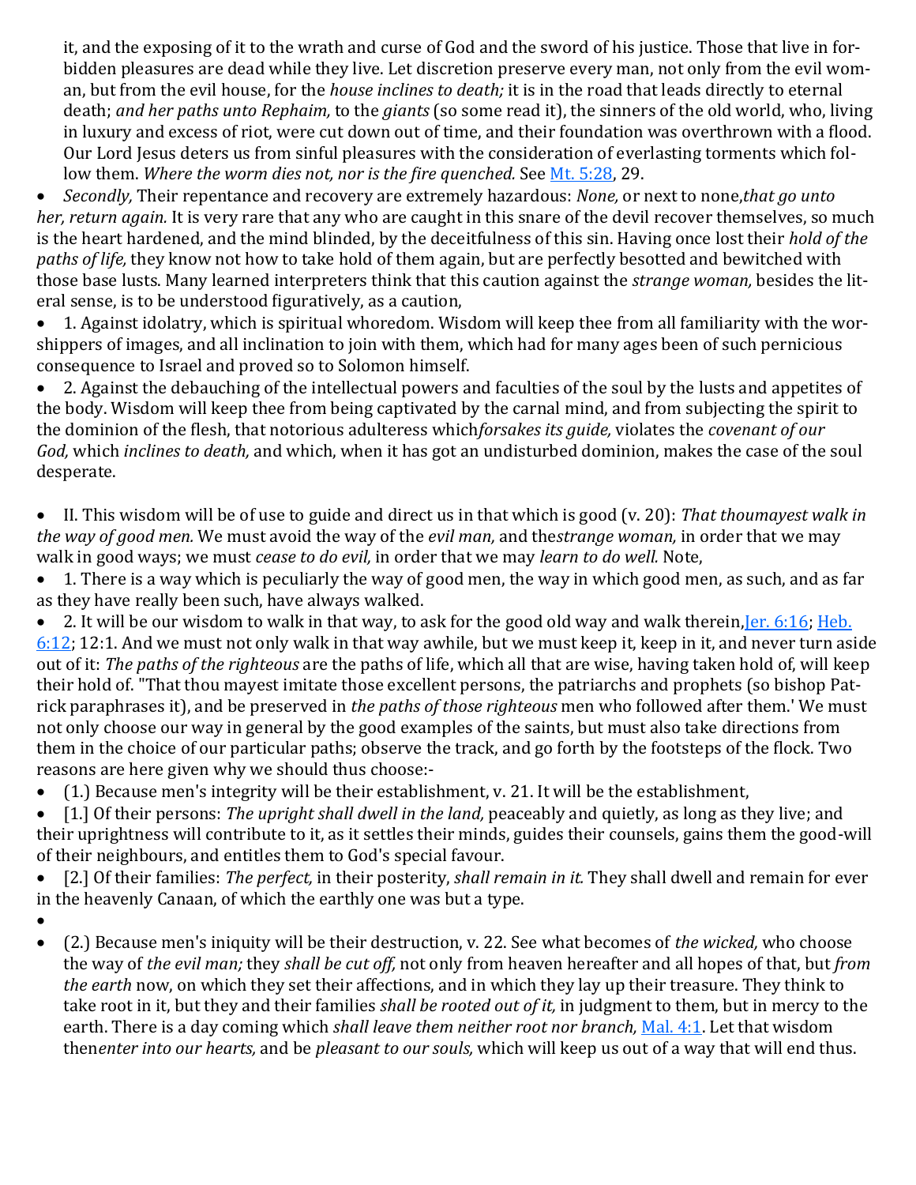it, and the exposing of it to the wrath and curse of God and the sword of his justice. Those that live in forbidden pleasures are dead while they live. Let discretion preserve every man, not only from the evil woman, but from the evil house, for the *house inclines to death;* it is in the road that leads directly to eternal death; *and her paths unto Rephaim,* to the *giants* (so some read it), the sinners of the old world, who, living in luxury and excess of riot, were cut down out of time, and their foundation was overthrown with a flood. Our Lord Jesus deters us from sinful pleasures with the consideration of everlasting torments which follow them. *Where the worm dies not, nor is the fire quenched.* See Mt. 5:28, 29.

- *Secondly,* Their repentance and recovery are extremely hazardous: *None,* or next to none,*that go unto her, return again.* It is very rare that any who are caught in this snare of the devil recover themselves, so much is the heart hardened, and the mind blinded, by the deceitfulness of this sin. Having once lost their *hold of the paths of life,* they know not how to take hold of them again, but are perfectly besotted and bewitched with those base lusts. Many learned interpreters think that this caution against the *strange woman,* besides the literal sense, is to be understood figuratively, as a caution,
- 1. Against idolatry, which is spiritual whoredom. Wisdom will keep thee from all familiarity with the worshippers of images, and all inclination to join with them, which had for many ages been of such pernicious consequence to Israel and proved so to Solomon himself.
- 2. Against the debauching of the intellectual powers and faculties of the soul by the lusts and appetites of the body. Wisdom will keep thee from being captivated by the carnal mind, and from subjecting the spirit to the dominion of the flesh, that notorious adulteress which*forsakes its guide,* violates the *covenant of our God,* which *inclines to death,* and which, when it has got an undisturbed dominion, makes the case of the soul desperate.

- II. This wisdom will be of use to guide and direct us in that which is good (v. 20): *That thoumayest walk in the way of good men.* We must avoid the way of the *evil man,* and the*strange woman,* in order that we may walk in good ways; we must *cease to do evil,* in order that we may *learn to do well.* Note,
- 1. There is a way which is peculiarly the way of good men, the way in which good men, as such, and as far as they have really been such, have always walked.
- 2. It will be our wisdom to walk in that way, to ask for the good old way and walk therein,Jer. 6:16; Heb. 6:12; 12:1. And we must not only walk in that way awhile, but we must keep it, keep in it, and never turn aside out of it: *The paths of the righteous* are the paths of life, which all that are wise, having taken hold of, will keep their hold of. "That thou mayest imitate those excellent persons, the patriarchs and prophets (so bishop Patrick paraphrases it), and be preserved in *the paths of those righteous* men who followed after them.' We must not only choose our way in general by the good examples of the saints, but must also take directions from them in the choice of our particular paths; observe the track, and go forth by the footsteps of the flock. Two reasons are here given why we should thus choose:-
- (1.) Because men's integrity will be their establishment, v. 21. It will be the establishment,
- [1.] Of their persons: *The upright shall dwell in the land,* peaceably and quietly, as long as they live; and their uprightness will contribute to it, as it settles their minds, guides their counsels, gains them the good-will of their neighbours, and entitles them to God's special favour.
- [2.] Of their families: *The perfect,* in their posterity, *shall remain in it.* They shall dwell and remain for ever in the heavenly Canaan, of which the earthly one was but a type.
- (2.) Because men's iniquity will be their destruction, v. 22. See what becomes of *the wicked,* who choose the way of *the evil man;* they *shall be cut off,* not only from heaven hereafter and all hopes of that, but *from the earth* now, on which they set their affections, and in which they lay up their treasure. They think to take root in it, but they and their families *shall be rooted out of it,* in judgment to them, but in mercy to the earth. There is a day coming which *shall leave them neither root nor branch,* Mal. 4:1. Let that wisdom then*enter into our hearts,* and be *pleasant to our souls,* which will keep us out of a way that will end thus.